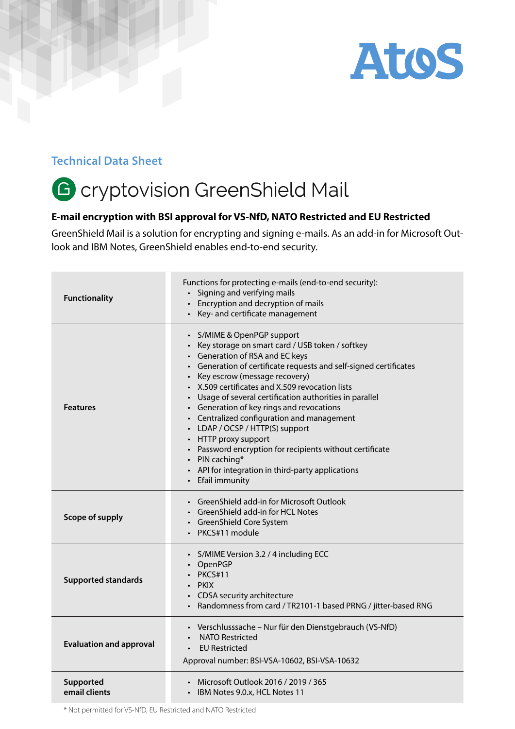Technical Data Sheet

# cryptovision GreenShield Mail

**E-mail encryption with BSI approval for VS-NfD, NATO Restricted and EU Restricted**

GreenShield Mail is a solution for encrypting and signing e-mails. As an add-in for Microsoft Outlook and IBM Notes, GreenShield enables end-to-end security.

| | |
|---|---|
| **Functionality** | Functions for protecting e-mails (end-to-end security):<br>• Signing and verifying mails<br>• Encryption and decryption of mails<br>• Key- and certificate management |
| **Features** | • S/MIME & OpenPGP support<br>• Key storage on smart card / USB token / softkey<br>• Generation of RSA and EC keys<br>• Generation of certificate requests and self-signed certificates<br>• Key escrow (message recovery)<br>• X.509 certificates and X.509 revocation lists<br>• Usage of several certification authorities in parallel<br>• Generation of key rings and revocations<br>• Centralized configuration and management<br>• LDAP / OCSP / HTTP(S) support<br>• HTTP proxy support<br>• Password encryption for recipients without certificate<br>• PIN caching*<br>• API for integration in third-party applications<br>• Efail immunity |
| **Scope of supply** | • GreenShield add-in for Microsoft Outlook<br>• GreenShield add-in for HCL Notes<br>• GreenShield Core System<br>• PKCS#11 module |
| **Supported standards** | • S/MIME Version 3.2 / 4 including ECC<br>• OpenPGP<br>• PKCS#11<br>• PKIX<br>• CDSA security architecture<br>• Randomness from card / TR2101-1 based PRNG / jitter-based RNG |
| **Evaluation and approval** | • Verschlusssache – Nur für den Dienstgebrauch (VS-NfD)<br>• NATO Restricted<br>• EU Restricted<br><br>Approval number: BSI-VSA-10602, BSI-VSA-10632 |
| **Supported email clients** | • Microsoft Outlook 2016 / 2019 / 365<br>• IBM Notes 9.0.x, HCL Notes 11 |

* Not permitted for VS-NfD, EU Restricted and NATO Restricted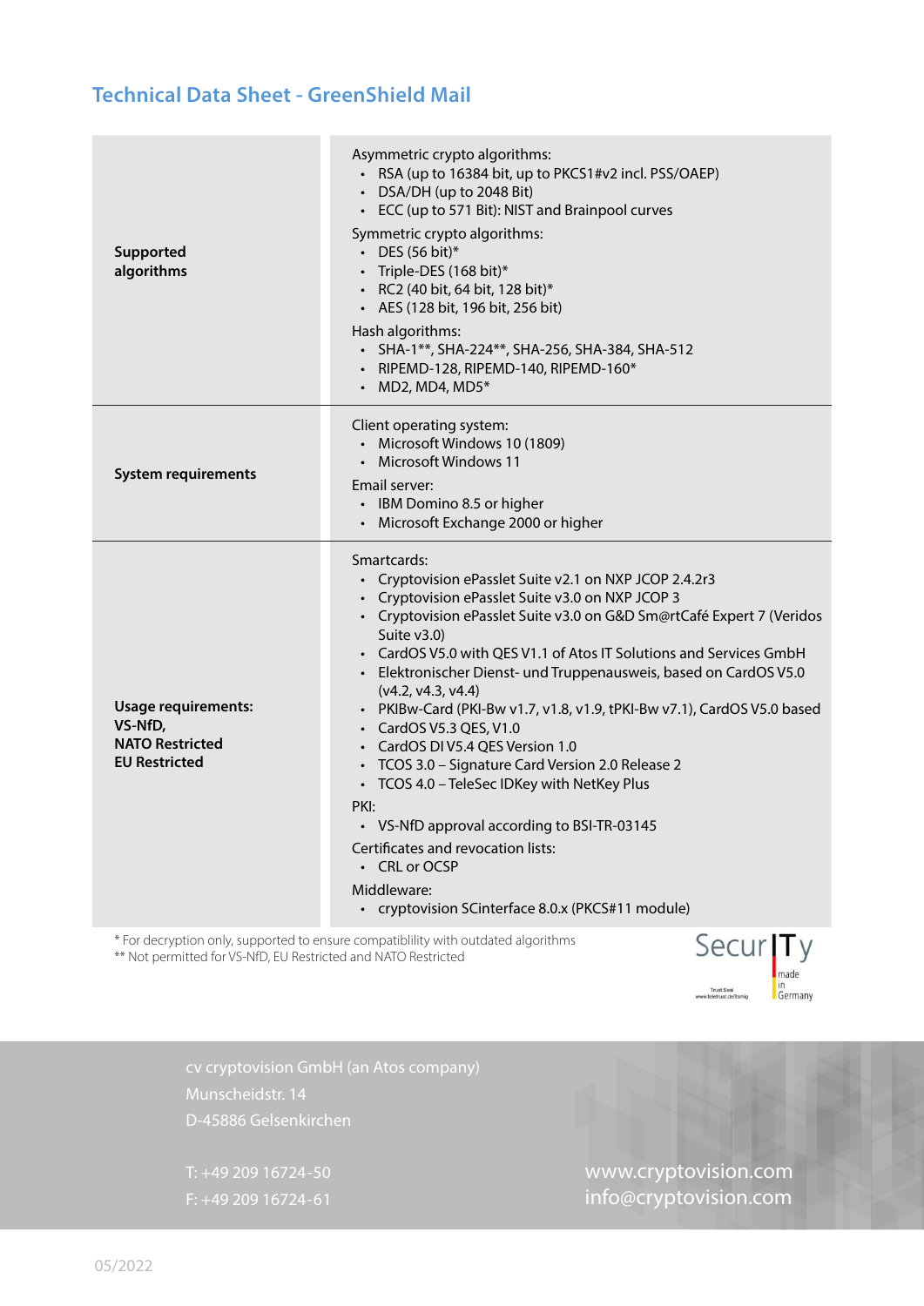## Technical Data Sheet - GreenShield Mail

| | |
|---|---|
| **Supported algorithms** | Asymmetric crypto algorithms:<br>• RSA (up to 16384 bit, up to PKCS1#v2 incl. PSS/OAEP)<br>• DSA/DH (up to 2048 Bit)<br>• ECC (up to 571 Bit): NIST and Brainpool curves<br>Symmetric crypto algorithms:<br>• DES (56 bit)*<br>• Triple-DES (168 bit)*<br>• RC2 (40 bit, 64 bit, 128 bit)*<br>• AES (128 bit, 196 bit, 256 bit)<br>Hash algorithms:<br>• SHA-1**, SHA-224**, SHA-256, SHA-384, SHA-512<br>• RIPEMD-128, RIPEMD-140, RIPEMD-160*<br>• MD2, MD4, MD5* |
| **System requirements** | Client operating system:<br>• Microsoft Windows 10 (1809)<br>• Microsoft Windows 11<br>Email server:<br>• IBM Domino 8.5 or higher<br>• Microsoft Exchange 2000 or higher |
| **Usage requirements: VS-NfD, NATO Restricted EU Restricted** | Smartcards:<br>• Cryptovision ePasslet Suite v2.1 on NXP JCOP 2.4.2r3<br>• Cryptovision ePasslet Suite v3.0 on NXP JCOP 3<br>• Cryptovision ePasslet Suite v3.0 on G&D Sm@rtCafé Expert 7 (Veridos Suite v3.0)<br>• CardOS V5.0 with QES V1.1 of Atos IT Solutions and Services GmbH<br>• Elektronischer Dienst- und Truppenausweis, based on CardOS V5.0 (v4.2, v4.3, v4.4)<br>• PKIBw-Card (PKI-Bw v1.7, v1.8, v1.9, tPKI-Bw v7.1), CardOS V5.0 based<br>• CardOS V5.3 QES, V1.0<br>• CardOS DI V5.4 QES Version 1.0<br>• TCOS 3.0 – Signature Card Version 2.0 Release 2<br>• TCOS 4.0 – TeleSec IDKey with NetKey Plus<br>PKI:<br>• VS-NfD approval according to BSI-TR-03145<br>Certificates and revocation lists:<br>• CRL or OCSP<br>Middleware:<br>• cryptovision SCinterface 8.0.x (PKCS#11 module) |

\* For decryption only, supported to ensure compatiblility with outdated algorithms
\*\* Not permitted for VS-NfD, EU Restricted and NATO Restricted

SecurITy made in Germany

cv cryptovision GmbH (an Atos company)
Munscheidstr. 14
D-45886 Gelsenkirchen

T: +49 209 16724-50
F: +49 209 16724-61

www.cryptovision.com
info@cryptovision.com

05/2022